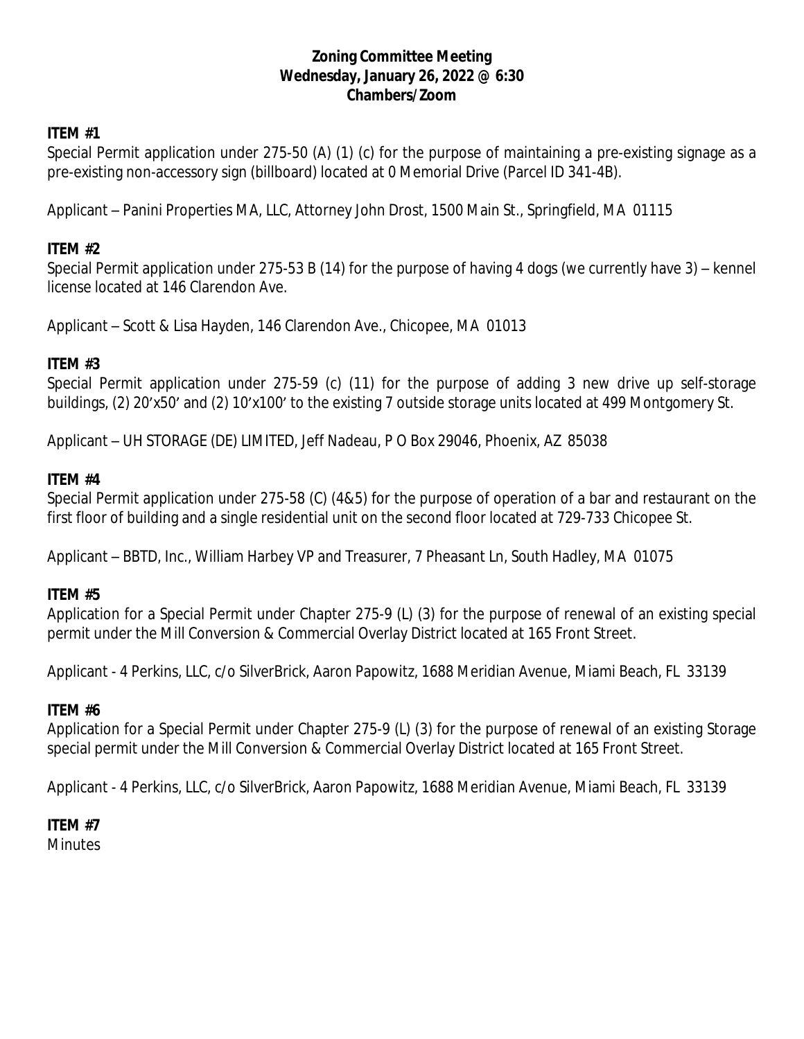**Zoning Committee Meeting**
**Wednesday, January 26, 2022 @ 6:30**
**Chambers/Zoom**

**ITEM #1**

Special Permit application under 275-50 (A) (1) (c) for the purpose of maintaining a pre-existing signage as a pre-existing non-accessory sign (billboard) located at 0 Memorial Drive (Parcel ID 341-4B).

Applicant – Panini Properties MA, LLC, Attorney John Drost, 1500 Main St., Springfield, MA 01115

**ITEM #2**

Special Permit application under 275-53 B (14) for the purpose of having 4 dogs (we currently have 3) – kennel license located at 146 Clarendon Ave.

Applicant – Scott & Lisa Hayden, 146 Clarendon Ave., Chicopee, MA 01013

**ITEM #3**

Special Permit application under 275-59 (c) (11) for the purpose of adding 3 new drive up self-storage buildings, (2) 20'x50' and (2) 10'x100' to the existing 7 outside storage units located at 499 Montgomery St.

Applicant – UH STORAGE (DE) LIMITED, Jeff Nadeau, P O Box 29046, Phoenix, AZ 85038

**ITEM #4**

Special Permit application under 275-58 (C) (4&5) for the purpose of operation of a bar and restaurant on the first floor of building and a single residential unit on the second floor located at 729-733 Chicopee St.

Applicant – BBTD, Inc., William Harbey VP and Treasurer, 7 Pheasant Ln, South Hadley, MA 01075

**ITEM #5**

Application for a Special Permit under Chapter 275-9 (L) (3) for the purpose of renewal of an existing special permit under the Mill Conversion & Commercial Overlay District located at 165 Front Street.

Applicant - 4 Perkins, LLC, c/o SilverBrick, Aaron Papowitz, 1688 Meridian Avenue, Miami Beach, FL 33139

**ITEM #6**

Application for a Special Permit under Chapter 275-9 (L) (3) for the purpose of renewal of an existing Storage special permit under the Mill Conversion & Commercial Overlay District located at 165 Front Street.

Applicant - 4 Perkins, LLC, c/o SilverBrick, Aaron Papowitz, 1688 Meridian Avenue, Miami Beach, FL 33139

**ITEM #7**

Minutes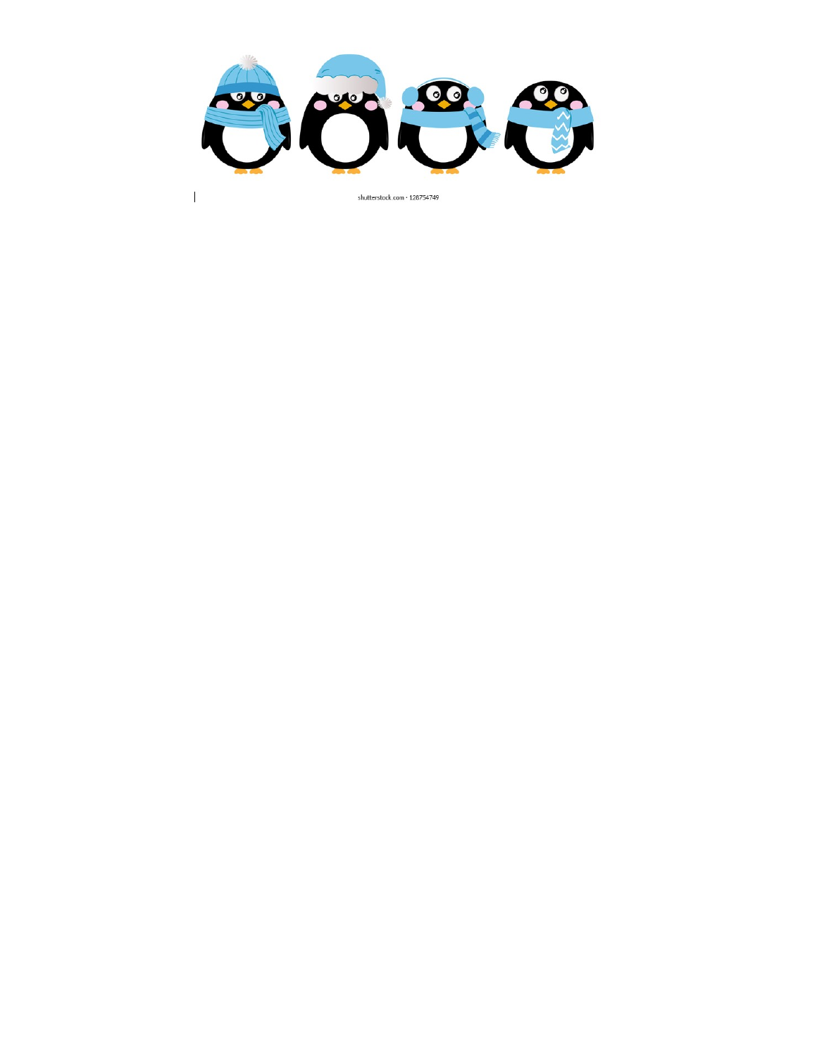shutterstock.com · 128754749